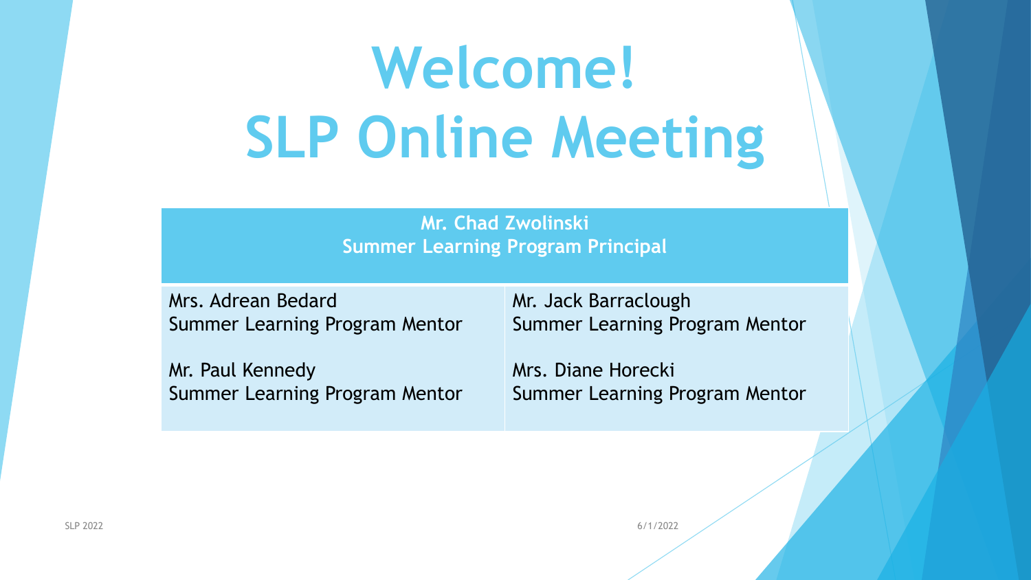# Welcome!
# SLP Online Meeting

**Mr. Chad Zwolinski**
**Summer Learning Program Principal**

| | |
|---|---|
| Mrs. Adrean Bedard<br>Summer Learning Program Mentor | Mr. Jack Barraclough<br>Summer Learning Program Mentor |
| Mr. Paul Kennedy<br>Summer Learning Program Mentor | Mrs. Diane Horecki<br>Summer Learning Program Mentor |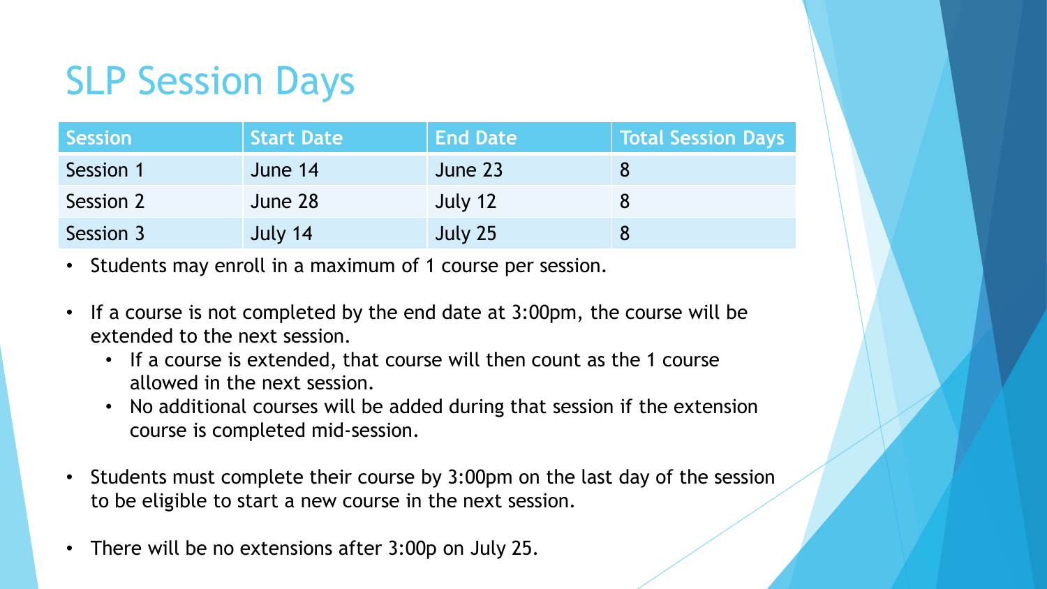# SLP Session Days

| Session | Start Date | End Date | Total Session Days |
| --- | --- | --- | --- |
| Session 1 | June 14 | June 23 | 8 |
| Session 2 | June 28 | July 12 | 8 |
| Session 3 | July 14 | July 25 | 8 |

- Students may enroll in a maximum of 1 course per session.
- If a course is not completed by the end date at 3:00pm, the course will be extended to the next session.
  - If a course is extended, that course will then count as the 1 course allowed in the next session.
  - No additional courses will be added during that session if the extension course is completed mid-session.
- Students must complete their course by 3:00pm on the last day of the session to be eligible to start a new course in the next session.
- There will be no extensions after 3:00p on July 25.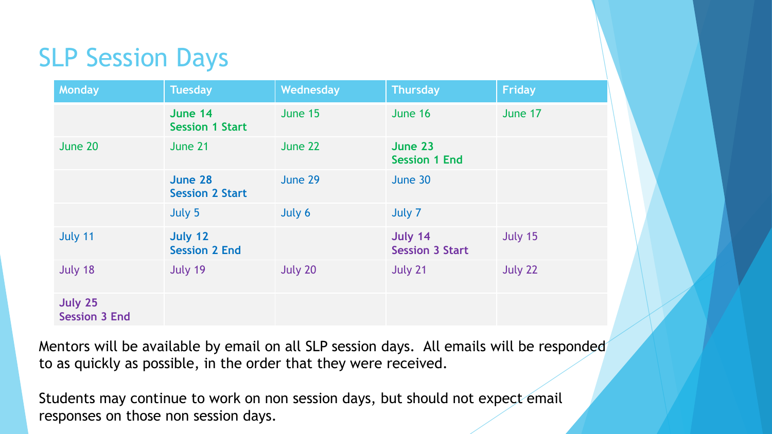# SLP Session Days

| Monday | Tuesday | Wednesday | Thursday | Friday |
|---|---|---|---|---|
| | **June 14** **Session 1 Start** | June 15 | June 16 | June 17 |
| June 20 | June 21 | June 22 | **June 23** **Session 1 End** | |
| | **June 28** **Session 2 Start** | June 29 | June 30 | |
| | July 5 | July 6 | July 7 | |
| July 11 | **July 12** **Session 2 End** | | **July 14** **Session 3 Start** | July 15 |
| July 18 | July 19 | July 20 | July 21 | July 22 |
| **July 25** **Session 3 End** | | | | |

Mentors will be available by email on all SLP session days. All emails will be responded to as quickly as possible, in the order that they were received.

Students may continue to work on non session days, but should not expect email responses on those non session days.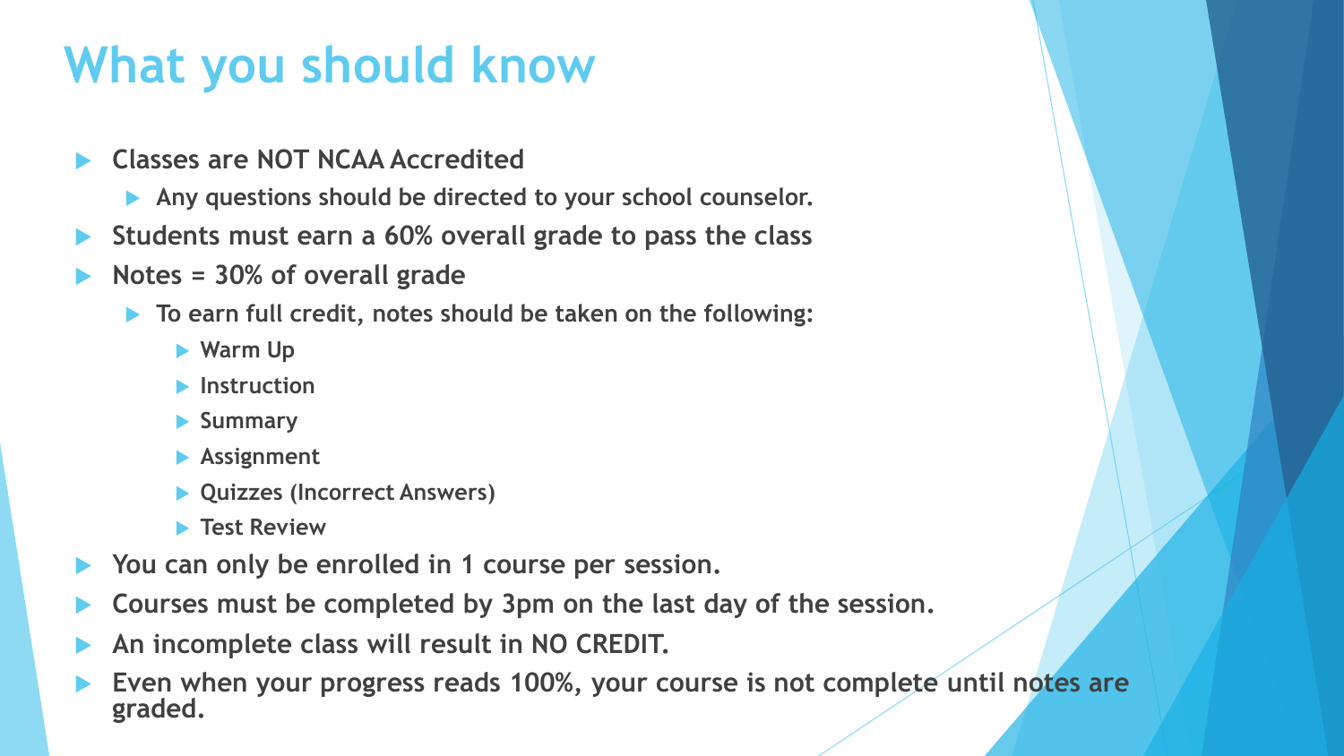# What you should know

- Classes are NOT NCAA Accredited
  - Any questions should be directed to your school counselor.
- Students must earn a 60% overall grade to pass the class
- Notes = 30% of overall grade
  - To earn full credit, notes should be taken on the following:
    - Warm Up
    - Instruction
    - Summary
    - Assignment
    - Quizzes (Incorrect Answers)
    - Test Review
- You can only be enrolled in 1 course per session.
- Courses must be completed by 3pm on the last day of the session.
- An incomplete class will result in NO CREDIT.
- Even when your progress reads 100%, your course is not complete until notes are graded.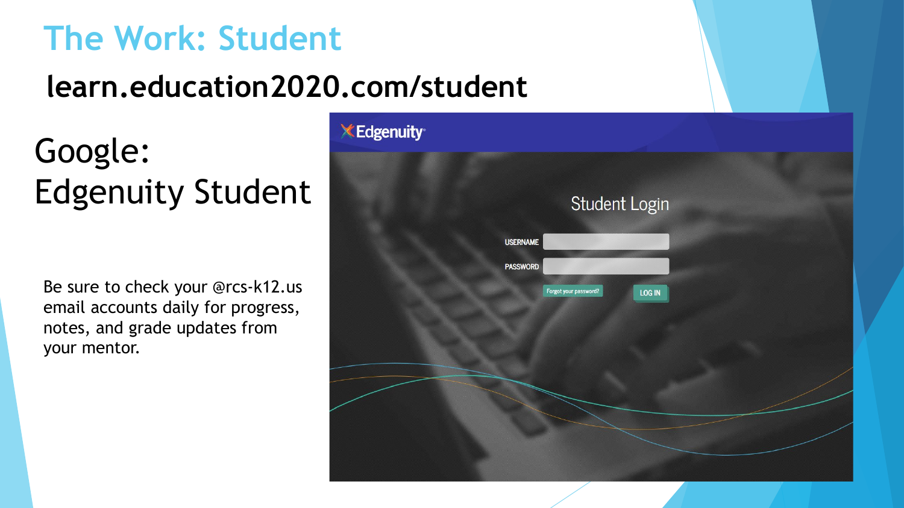# The Work: Student

**learn.education2020.com/student**

Google:
Edgenuity Student

Be sure to check your @rcs-k12.us email accounts daily for progress, notes, and grade updates from your mentor.

Edgenuity

Student Login

USERNAME

PASSWORD

Forgot your password?

LOG IN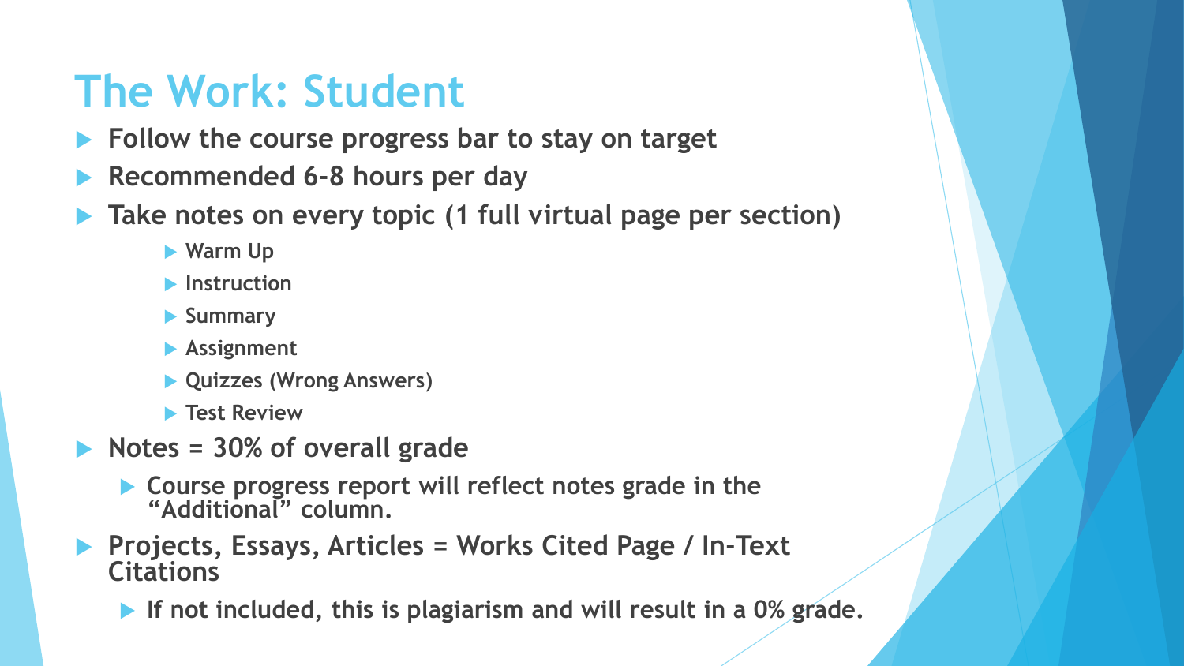# The Work: Student

- Follow the course progress bar to stay on target
- Recommended 6-8 hours per day
- Take notes on every topic (1 full virtual page per section)
    - Warm Up
    - Instruction
    - Summary
    - Assignment
    - Quizzes (Wrong Answers)
    - Test Review
- Notes = 30% of overall grade
    - Course progress report will reflect notes grade in the "Additional" column.
- Projects, Essays, Articles = Works Cited Page / In-Text Citations
    - If not included, this is plagiarism and will result in a 0% grade.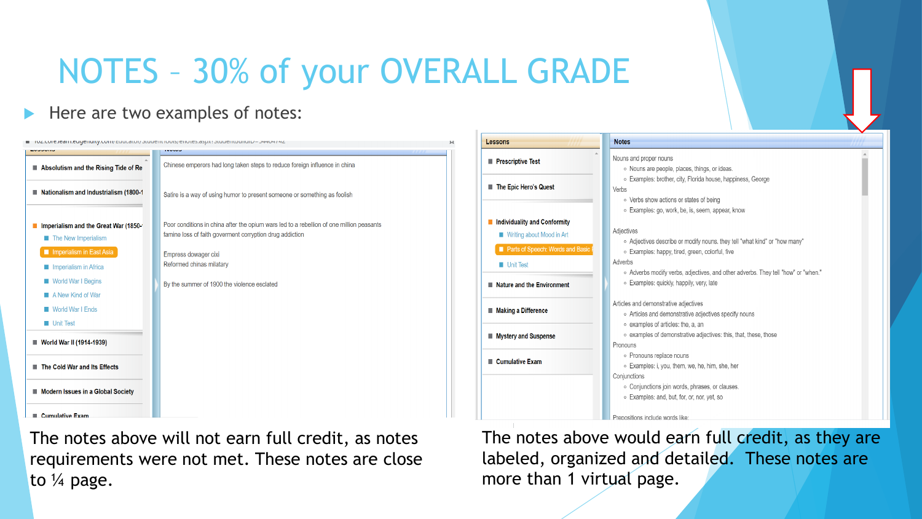# NOTES – 30% of your OVERALL GRADE

- Here are two examples of notes:

**Lessons**

- Absolutism and the Rising Tide of Re
- Nationalism and Industrialism (1800-1
- Imperialism and the Great War (1850-
  - The New Imperialism
  - Imperialism in East Asia
  - Imperialism in Africa
  - World War I Begins
  - A New Kind of War
  - World War I Ends
  - Unit Test
- World War II (1914-1939)
- The Cold War and Its Effects
- Modern Issues in a Global Society
- Cumulative Exam

**Notes**

Chinese emperors had long taken steps to reduce foreign influence in china

Satire is a way of using humor to present someone or something as foolish

Poor conditions in china after the opium wars led to a rebellion of one million peasants
famine loss of faith goverment corryption drug addiction

Empress dowager cixi
Reformed chinas milatary

By the summer of 1900 the violence esclated

The notes above will not earn full credit, as notes requirements were not met. These notes are close to ¼ page.

**Lessons**

- Prescriptive Test
- The Epic Hero's Quest
- Individuality and Conformity
  - Writing about Mood in Art
  - Parts of Speech: Words and Basic
  - Unit Test
- Nature and the Environment
- Making a Difference
- Mystery and Suspense
- Cumulative Exam

**Notes**

Nouns and proper nouns
- Nouns are people, places, things, or ideas.
- Examples: brother, city, Florida house, happiness, George

Verbs
- Verbs show actions or states of being
- Examples: go, work, be, is, seem, appear, know

Adjectives
- Adjectives describe or modify nouns. they tell "what kind" or "how many"
- Examples: happy, tired, green, colorful, five

Adverbs
- Adverbs modify verbs, adjectives, and other adverbs. They tell "how" or "when."
- Examples: quickly, happily, very, late

Articles and demonstrative adjectives
- Articles and demonstrative adjectives specify nouns
- examples of articles: the, a, an
- examples of demonstrative adjectives: this, that, these, those

Pronouns
- Pronouns replace nouns
- Examples: i, you, them, we, he, him, she, her

Conjunctions
- Conjunctions join words, phrases, or clauses.
- Examples: and, but, for, or, nor, yet, so

Prepositions include words like:

The notes above would earn full credit, as they are labeled, organized and detailed. These notes are more than 1 virtual page.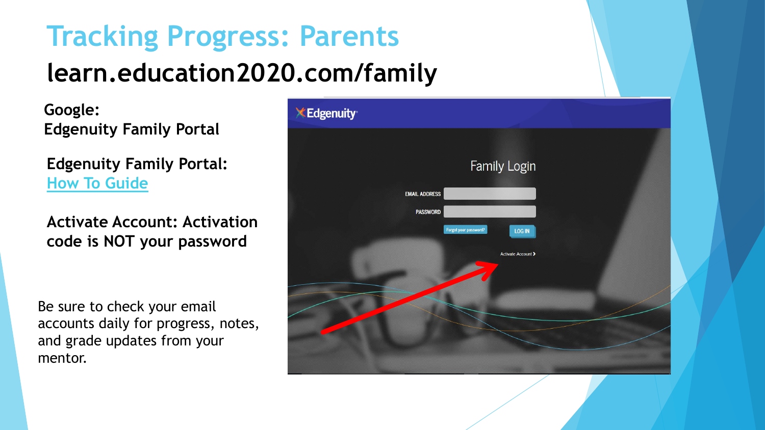# Tracking Progress: Parents

## learn.education2020.com/family

**Google:**
**Edgenuity Family Portal**

**Edgenuity Family Portal:**
How To Guide

**Activate Account: Activation code is NOT your password**

Be sure to check your email accounts daily for progress, notes, and grade updates from your mentor.

Edgenuity

Family Login

EMAIL ADDRESS

PASSWORD

Forgot your password?

LOG IN

Activate Account >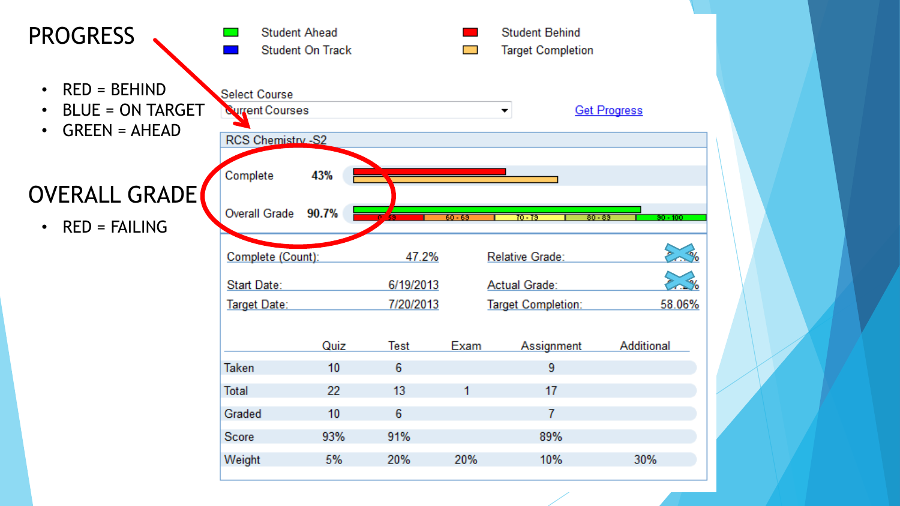# PROGRESS

- RED = BEHIND
- BLUE = ON TARGET
- GREEN = AHEAD

# OVERALL GRADE

- RED = FAILING

Student Ahead | Student Behind
Student On Track | Target Completion

Select Course: Current Courses — Get Progress

**RCS Chemistry -S2**

Complete **43%**

Overall Grade **90.7%**

0 - 59 | 60 - 69 | 70 - 79 | 80 - 89 | 90 - 100

| | | | |
|---|---|---|---|
| Complete (Count): | 47.2% | Relative Grade: | |
| Start Date: | 6/19/2013 | Actual Grade: | |
| Target Date: | 7/20/2013 | Target Completion: | 58.06% |

| | Quiz | Test | Exam | Assignment | Additional |
|---|---|---|---|---|---|
| Taken | 10 | 6 | | 9 | |
| Total | 22 | 13 | 1 | 17 | |
| Graded | 10 | 6 | | 7 | |
| Score | 93% | 91% | | 89% | |
| Weight | 5% | 20% | 20% | 10% | 30% |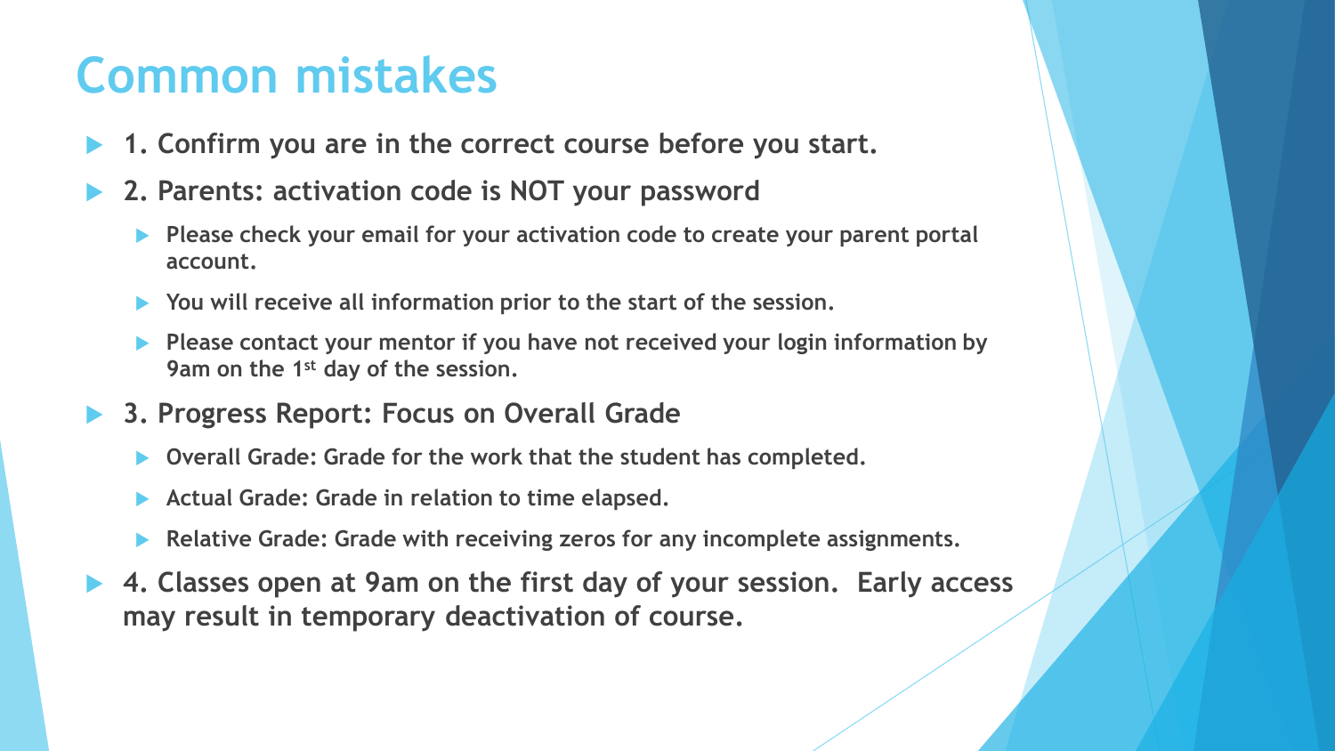# Common mistakes

- **1. Confirm you are in the correct course before you start.**
- **2. Parents: activation code is NOT your password**
  - **Please check your email for your activation code to create your parent portal account.**
  - **You will receive all information prior to the start of the session.**
  - **Please contact your mentor if you have not received your login information by 9am on the 1st day of the session.**
- **3. Progress Report: Focus on Overall Grade**
  - **Overall Grade: Grade for the work that the student has completed.**
  - **Actual Grade: Grade in relation to time elapsed.**
  - **Relative Grade: Grade with receiving zeros for any incomplete assignments.**
- **4. Classes open at 9am on the first day of your session. Early access may result in temporary deactivation of course.**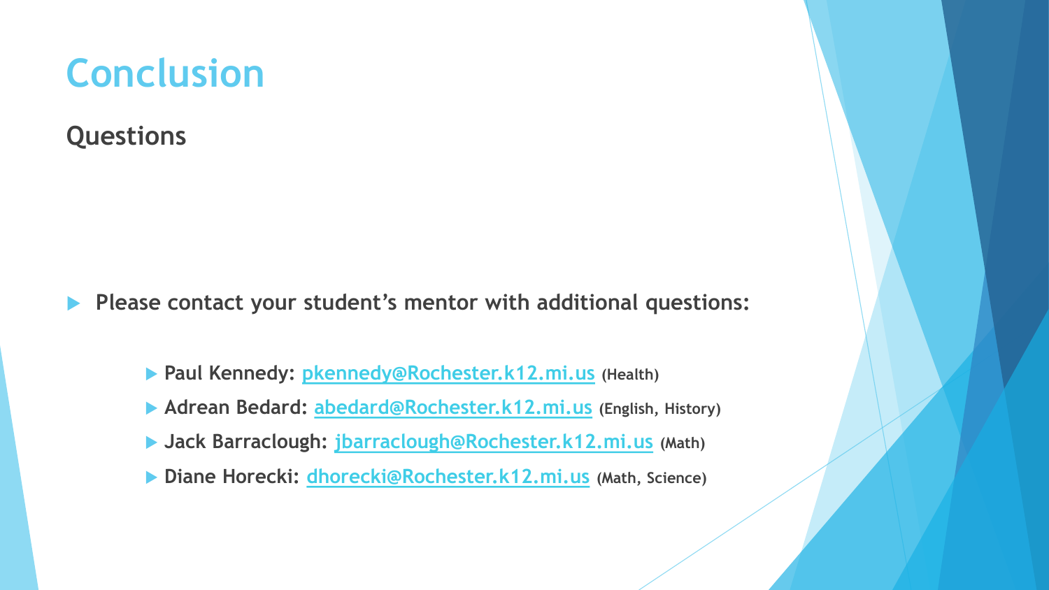# Conclusion

## Questions

- **Please contact your student's mentor with additional questions:**
  - **Paul Kennedy:** pkennedy@Rochester.k12.mi.us **(Health)**
  - **Adrean Bedard:** abedard@Rochester.k12.mi.us **(English, History)**
  - **Jack Barraclough:** jbarraclough@Rochester.k12.mi.us **(Math)**
  - **Diane Horecki:** dhorecki@Rochester.k12.mi.us **(Math, Science)**